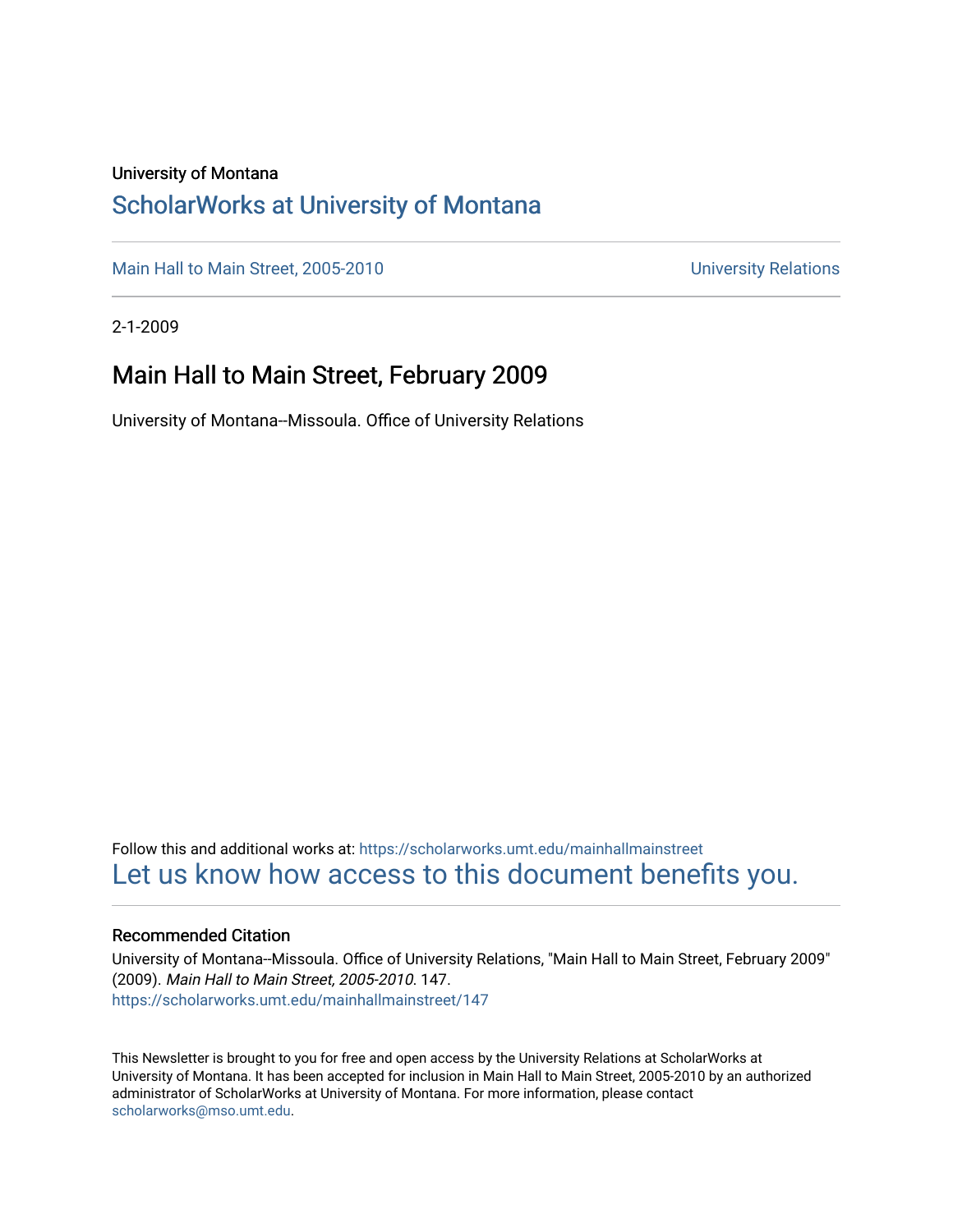University of Montana

# ScholarWorks at University of Montana

Main Hall to Main Street, 2005-2010 | University Relations

2-1-2009

## Main Hall to Main Street, February 2009

University of Montana--Missoula. Office of University Relations

Follow this and additional works at: https://scholarworks.umt.edu/mainhallmainstreet

Let us know how access to this document benefits you.

### Recommended Citation

University of Montana--Missoula. Office of University Relations, "Main Hall to Main Street, February 2009" (2009). *Main Hall to Main Street, 2005-2010*. 147.
https://scholarworks.umt.edu/mainhallmainstreet/147

This Newsletter is brought to you for free and open access by the University Relations at ScholarWorks at University of Montana. It has been accepted for inclusion in Main Hall to Main Street, 2005-2010 by an authorized administrator of ScholarWorks at University of Montana. For more information, please contact scholarworks@mso.umt.edu.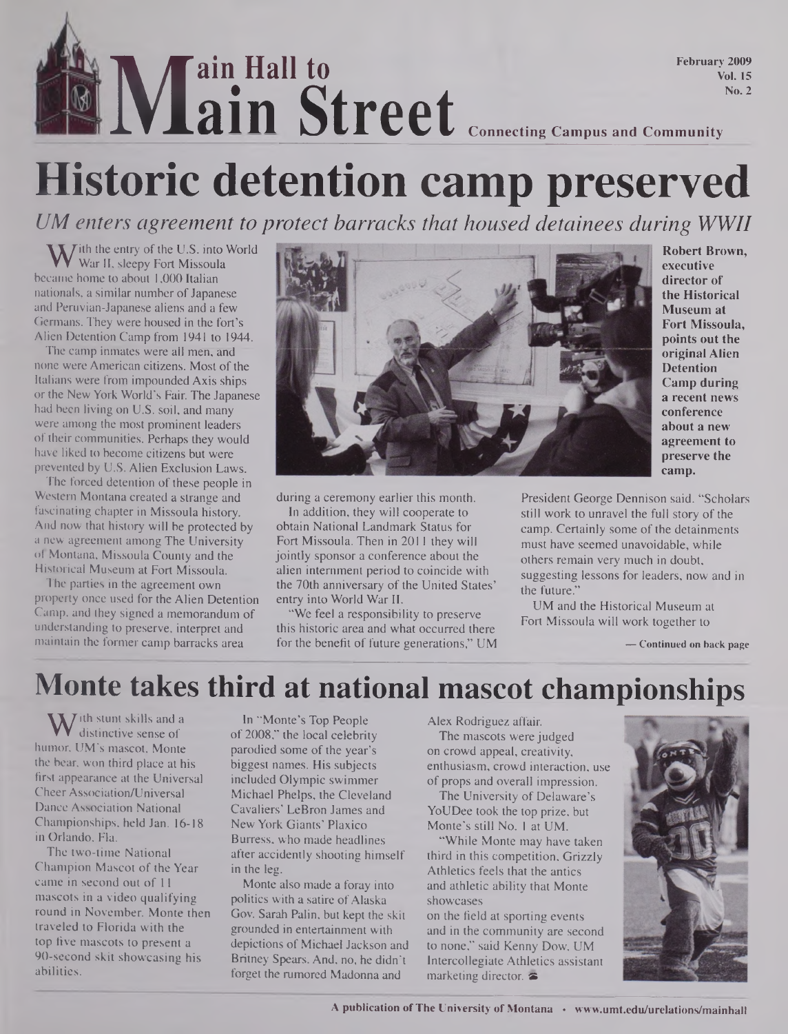# Main Hall to Main Street

Connecting Campus and Community

February 2009
Vol. 15
No. 2

# Historic detention camp preserved

*UM enters agreement to protect barracks that housed detainees during WWII*

With the entry of the U.S. into World War II, sleepy Fort Missoula became home to about 1,000 Italian nationals, a similar number of Japanese and Peruvian-Japanese aliens and a few Germans. They were housed in the fort's Alien Detention Camp from 1941 to 1944.

The camp inmates were all men, and none were American citizens. Most of the Italians were from impounded Axis ships or the New York World's Fair. The Japanese had been living on U.S. soil, and many were among the most prominent leaders of their communities. Perhaps they would have liked to become citizens but were prevented by U.S. Alien Exclusion Laws.

The forced detention of these people in Western Montana created a strange and fascinating chapter in Missoula history. And now that history will be protected by a new agreement among The University of Montana, Missoula County and the Historical Museum at Fort Missoula.

The parties in the agreement own property once used for the Alien Detention Camp, and they signed a memorandum of understanding to preserve, interpret and maintain the former camp barracks area during a ceremony earlier this month.

In addition, they will cooperate to obtain National Landmark Status for Fort Missoula. Then in 2011 they will jointly sponsor a conference about the alien internment period to coincide with the 70th anniversary of the United States' entry into World War II.

"We feel a responsibility to preserve this historic area and what occurred there for the benefit of future generations," UM President George Dennison said. "Scholars still work to unravel the full story of the camp. Certainly some of the detainments must have seemed unavoidable, while others remain very much in doubt, suggesting lessons for leaders, now and in the future."

UM and the Historical Museum at Fort Missoula will work together to

— Continued on back page

**Robert Brown, executive director of the Historical Museum at Fort Missoula, points out the original Alien Detention Camp during a recent news conference about a new agreement to preserve the camp.**

# Monte takes third at national mascot championships

With stunt skills and a distinctive sense of humor, UM's mascot, Monte the bear, won third place at his first appearance at the Universal Cheer Association/Universal Dance Association National Championships, held Jan. 16-18 in Orlando, Fla.

The two-time National Champion Mascot of the Year came in second out of 11 mascots in a video qualifying round in November. Monte then traveled to Florida with the top five mascots to present a 90-second skit showcasing his abilities.

In "Monte's Top People of 2008," the local celebrity parodied some of the year's biggest names. His subjects included Olympic swimmer Michael Phelps, the Cleveland Cavaliers' LeBron James and New York Giants' Plaxico Burress, who made headlines after accidently shooting himself in the leg.

Monte also made a foray into politics with a satire of Alaska Gov. Sarah Palin, but kept the skit grounded in entertainment with depictions of Michael Jackson and Britney Spears. And, no, he didn't forget the rumored Madonna and Alex Rodriguez affair.

The mascots were judged on crowd appeal, creativity, enthusiasm, crowd interaction, use of props and overall impression.

The University of Delaware's YoUDee took the top prize, but Monte's still No. 1 at UM.

"While Monte may have taken third in this competition, Grizzly Athletics feels that the antics and athletic ability that Monte showcases on the field at sporting events and in the community are second to none," said Kenny Dow, UM Intercollegiate Athletics assistant marketing director.

A publication of The University of Montana • www.umt.edu/urelations/mainhall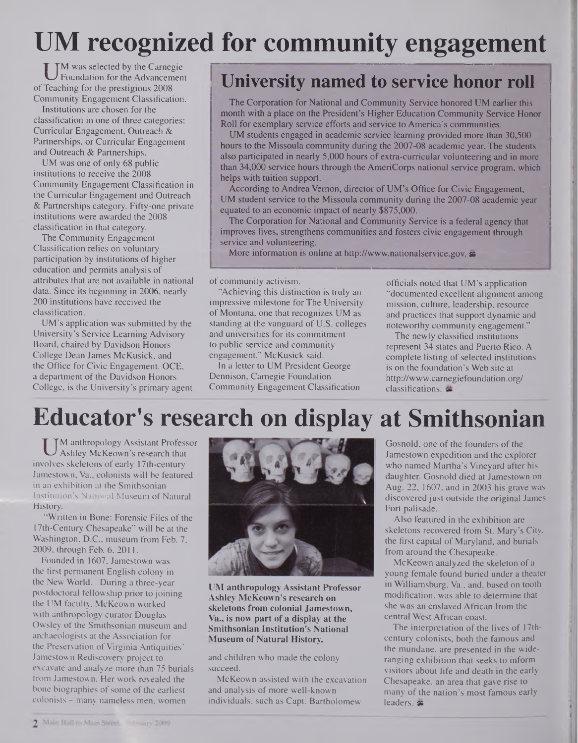# UM recognized for community engagement

UM was selected by the Carnegie Foundation for the Advancement of Teaching for the prestigious 2008 Community Engagement Classification.

Institutions are chosen for the classification in one of three categories: Curricular Engagement, Outreach & Partnerships, or Curricular Engagement and Outreach & Partnerships.

UM was one of only 68 public institutions to receive the 2008 Community Engagement Classification in the Curricular Engagement and Outreach & Partnerships category. Fifty-one private institutions were awarded the 2008 classification in that category.

The Community Engagement Classification relies on voluntary participation by institutions of higher education and permits analysis of attributes that are not available in national data. Since its beginning in 2006, nearly 200 institutions have received the classification.

UM's application was submitted by the University's Service Learning Advisory Board, chaired by Davidson Honors College Dean James McKusick, and the Office for Civic Engagement. OCE, a department of the Davidson Honors College, is the University's primary agent of community activism.

"Achieving this distinction is truly an impressive milestone for The University of Montana, one that recognizes UM as standing at the vanguard of U.S. colleges and universities for its commitment to public service and community engagement," McKusick said.

In a letter to UM President George Dennison, Carnegie Foundation Community Engagement Classification officials noted that UM's application "documented excellent alignment among mission, culture, leadership, resource and practices that support dynamic and noteworthy community engagement."

The newly classified institutions represent 34 states and Puerto Rico. A complete listing of selected institutions is on the foundation's Web site at http://www.carnegiefoundation.org/classifications.

## University named to service honor roll

The Corporation for National and Community Service honored UM earlier this month with a place on the President's Higher Education Community Service Honor Roll for exemplary service efforts and service to America's communities.

UM students engaged in academic service learning provided more than 30,500 hours to the Missoula community during the 2007-08 academic year. The students also participated in nearly 5,000 hours of extra-curricular volunteering and in more than 34,000 service hours through the AmeriCorps national service program, which helps with tuition support.

According to Andrea Vernon, director of UM's Office for Civic Engagement, UM student service to the Missoula community during the 2007-08 academic year equated to an economic impact of nearly $875,000.

The Corporation for National and Community Service is a federal agency that improves lives, strengthens communities and fosters civic engagement through service and volunteering.

More information is online at http://www.nationalservice.gov.

# Educator's research on display at Smithsonian

UM anthropology Assistant Professor Ashley McKeown's research that involves skeletons of early 17th-century Jamestown, Va., colonists will be featured in an exhibition at the Smithsonian Institution's National Museum of Natural History.

"Written in Bone: Forensic Files of the 17th-Century Chesapeake" will be at the Washington, D.C., museum from Feb. 7, 2009, through Feb. 6, 2011.

Founded in 1607, Jamestown was the first permanent English colony in the New World. During a three-year postdoctoral fellowship prior to joining the UM faculty, McKeown worked with anthropology curator Douglas Owsley of the Smithsonian museum and archaeologists at the Association for the Preservation of Virginia Antiquities' Jamestown Rediscovery project to excavate and analyze more than 75 burials from Jamestown. Her work revealed the bone biographies of some of the earliest colonists – many nameless men, women and children who made the colony succeed.

**UM anthropology Assistant Professor Ashley McKeown's research on skeletons from colonial Jamestown, Va., is now part of a display at the Smithsonian Institution's National Museum of Natural History.**

McKeown assisted with the excavation and analysis of more well-known individuals, such as Capt. Bartholomew Gosnold, one of the founders of the Jamestown expedition and the explorer who named Martha's Vineyard after his daughter. Gosnold died at Jamestown on Aug. 22, 1607, and in 2003 his grave was discovered just outside the original James Fort palisade.

Also featured in the exhibition are skeletons recovered from St. Mary's City, the first capital of Maryland, and burials from around the Chesapeake.

McKeown analyzed the skeleton of a young female found buried under a theater in Williamsburg, Va., and, based on tooth modification, was able to determine that she was an enslaved African from the central West African coast.

The interpretation of the lives of 17th-century colonists, both the famous and the mundane, are presented in the wide-ranging exhibition that seeks to inform visitors about life and death in the early Chesapeake, an area that gave rise to many of the nation's most famous early leaders.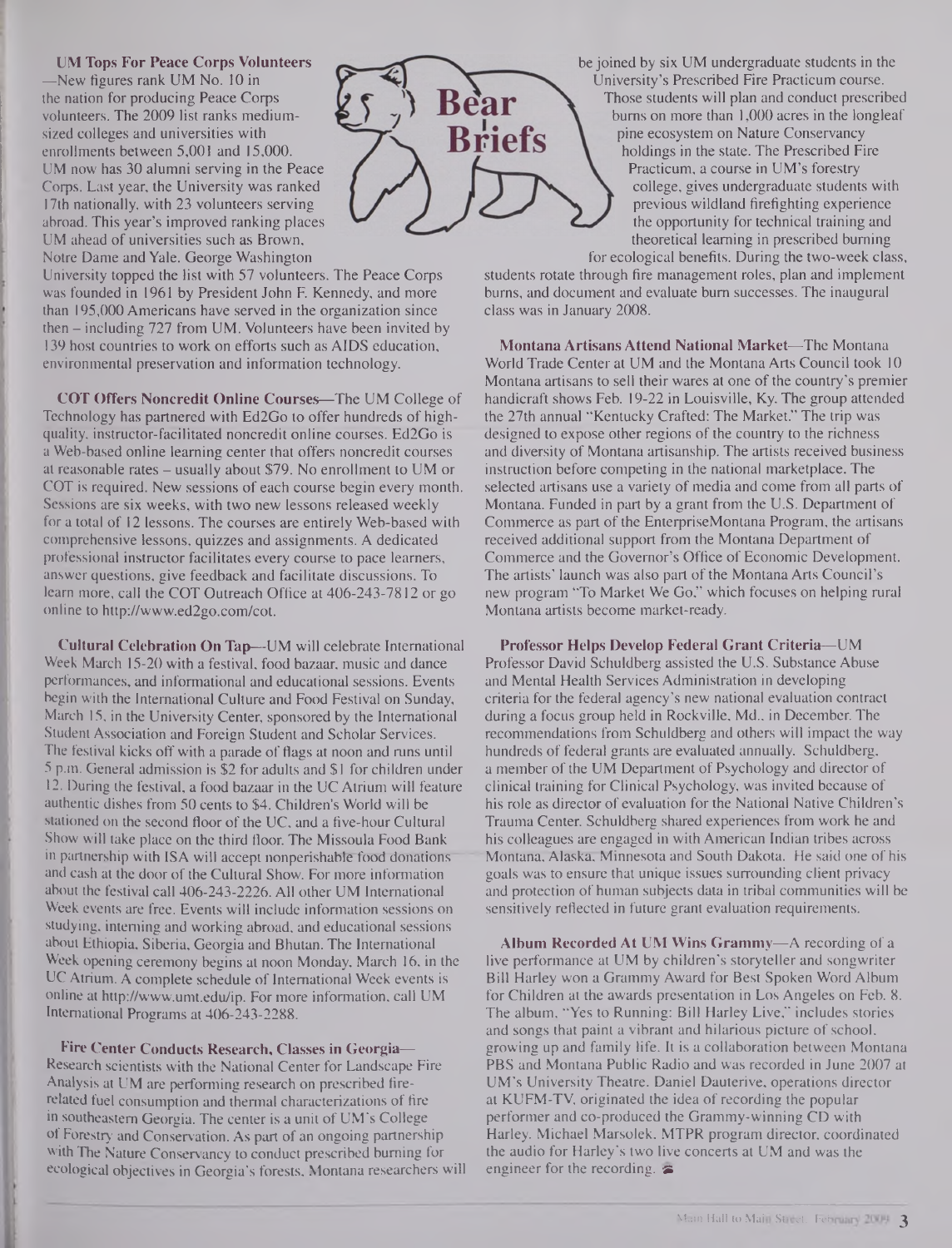# Bear Briefs

**UM Tops For Peace Corps Volunteers**—New figures rank UM No. 10 in the nation for producing Peace Corps volunteers. The 2009 list ranks medium-sized colleges and universities with enrollments between 5,001 and 15,000. UM now has 30 alumni serving in the Peace Corps. Last year, the University was ranked 17th nationally, with 23 volunteers serving abroad. This year's improved ranking places UM ahead of universities such as Brown, Notre Dame and Yale. George Washington University topped the list with 57 volunteers. The Peace Corps was founded in 1961 by President John F. Kennedy, and more than 195,000 Americans have served in the organization since then – including 727 from UM. Volunteers have been invited by 139 host countries to work on efforts such as AIDS education, environmental preservation and information technology.

**COT Offers Noncredit Online Courses**—The UM College of Technology has partnered with Ed2Go to offer hundreds of high-quality, instructor-facilitated noncredit online courses. Ed2Go is a Web-based online learning center that offers noncredit courses at reasonable rates – usually about $79. No enrollment to UM or COT is required. New sessions of each course begin every month. Sessions are six weeks, with two new lessons released weekly for a total of 12 lessons. The courses are entirely Web-based with comprehensive lessons, quizzes and assignments. A dedicated professional instructor facilitates every course to pace learners, answer questions, give feedback and facilitate discussions. To learn more, call the COT Outreach Office at 406-243-7812 or go online to http://www.ed2go.com/cot.

**Cultural Celebration On Tap**—UM will celebrate International Week March 15-20 with a festival, food bazaar, music and dance performances, and informational and educational sessions. Events begin with the International Culture and Food Festival on Sunday, March 15, in the University Center, sponsored by the International Student Association and Foreign Student and Scholar Services. The festival kicks off with a parade of flags at noon and runs until 5 p.m. General admission is $2 for adults and $1 for children under 12. During the festival, a food bazaar in the UC Atrium will feature authentic dishes from 50 cents to $4. Children's World will be stationed on the second floor of the UC, and a five-hour Cultural Show will take place on the third floor. The Missoula Food Bank in partnership with ISA will accept nonperishable food donations and cash at the door of the Cultural Show. For more information about the festival call 406-243-2226. All other UM International Week events are free. Events will include information sessions on studying, interning and working abroad, and educational sessions about Ethiopia, Siberia, Georgia and Bhutan. The International Week opening ceremony begins at noon Monday, March 16, in the UC Atrium. A complete schedule of International Week events is online at http://www.umt.edu/ip. For more information, call UM International Programs at 406-243-2288.

**Fire Center Conducts Research, Classes in Georgia**—Research scientists with the National Center for Landscape Fire Analysis at UM are performing research on prescribed fire-related fuel consumption and thermal characterizations of fire in southeastern Georgia. The center is a unit of UM's College of Forestry and Conservation. As part of an ongoing partnership with The Nature Conservancy to conduct prescribed burning for ecological objectives in Georgia's forests, Montana researchers will be joined by six UM undergraduate students in the University's Prescribed Fire Practicum course. Those students will plan and conduct prescribed burns on more than 1,000 acres in the longleaf pine ecosystem on Nature Conservancy holdings in the state. The Prescribed Fire Practicum, a course in UM's forestry college, gives undergraduate students with previous wildland firefighting experience the opportunity for technical training and theoretical learning in prescribed burning for ecological benefits. During the two-week class, students rotate through fire management roles, plan and implement burns, and document and evaluate burn successes. The inaugural class was in January 2008.

**Montana Artisans Attend National Market**—The Montana World Trade Center at UM and the Montana Arts Council took 10 Montana artisans to sell their wares at one of the country's premier handicraft shows Feb. 19-22 in Louisville, Ky. The group attended the 27th annual "Kentucky Crafted: The Market." The trip was designed to expose other regions of the country to the richness and diversity of Montana artisanship. The artists received business instruction before competing in the national marketplace. The selected artisans use a variety of media and come from all parts of Montana. Funded in part by a grant from the U.S. Department of Commerce as part of the EnterpriseMontana Program, the artisans received additional support from the Montana Department of Commerce and the Governor's Office of Economic Development. The artists' launch was also part of the Montana Arts Council's new program "To Market We Go," which focuses on helping rural Montana artists become market-ready.

**Professor Helps Develop Federal Grant Criteria**—UM Professor David Schuldberg assisted the U.S. Substance Abuse and Mental Health Services Administration in developing criteria for the federal agency's new national evaluation contract during a focus group held in Rockville, Md., in December. The recommendations from Schuldberg and others will impact the way hundreds of federal grants are evaluated annually. Schuldberg, a member of the UM Department of Psychology and director of clinical training for Clinical Psychology, was invited because of his role as director of evaluation for the National Native Children's Trauma Center. Schuldberg shared experiences from work he and his colleagues are engaged in with American Indian tribes across Montana, Alaska, Minnesota and South Dakota. He said one of his goals was to ensure that unique issues surrounding client privacy and protection of human subjects data in tribal communities will be sensitively reflected in future grant evaluation requirements.

**Album Recorded At UM Wins Grammy**—A recording of a live performance at UM by children's storyteller and songwriter Bill Harley won a Grammy Award for Best Spoken Word Album for Children at the awards presentation in Los Angeles on Feb. 8. The album, "Yes to Running: Bill Harley Live," includes stories and songs that paint a vibrant and hilarious picture of school, growing up and family life. It is a collaboration between Montana PBS and Montana Public Radio and was recorded in June 2007 at UM's University Theatre. Daniel Dauterive, operations director at KUFM-TV, originated the idea of recording the popular performer and co-produced the Grammy-winning CD with Harley. Michael Marsolek, MTPR program director, coordinated the audio for Harley's two live concerts at UM and was the engineer for the recording.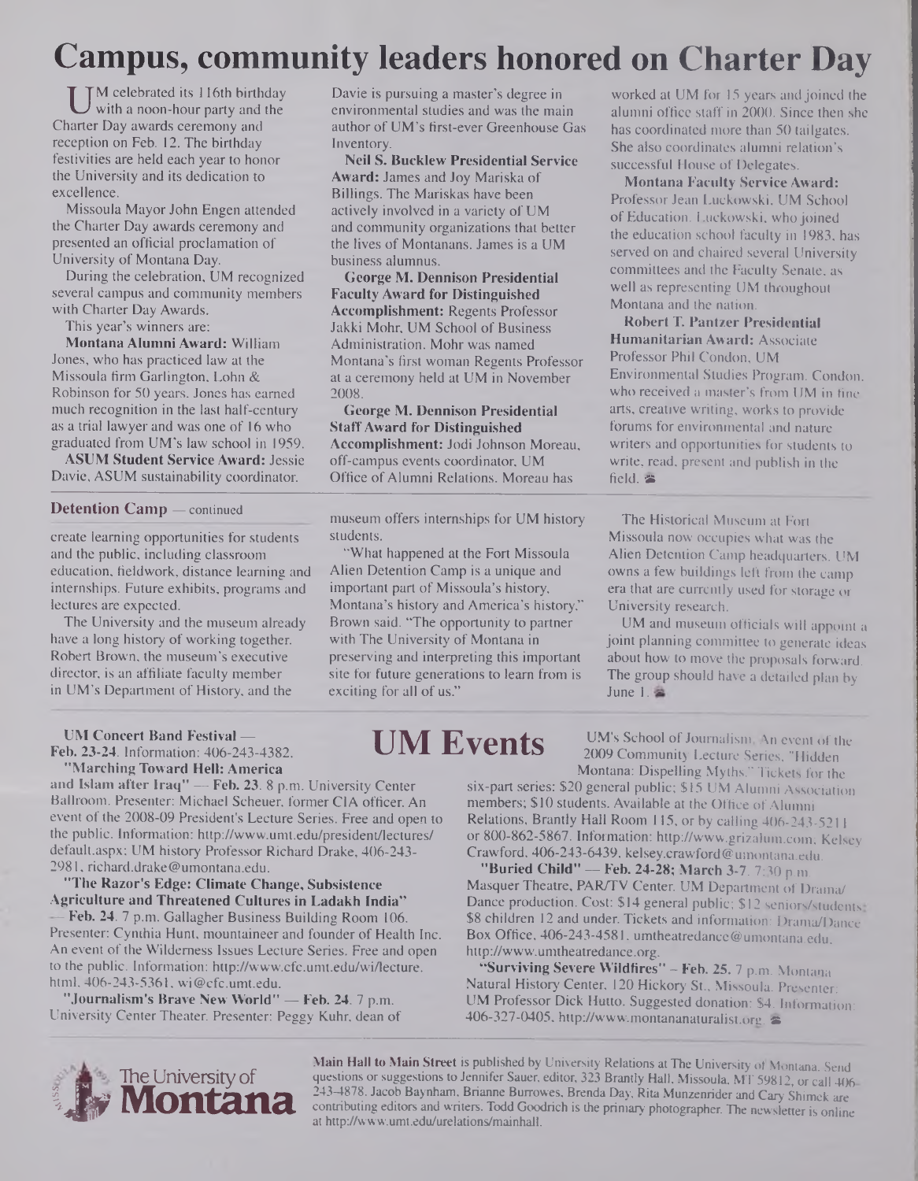# Campus, community leaders honored on Charter Day

UM celebrated its 116th birthday with a noon-hour party and the Charter Day awards ceremony and reception on Feb. 12. The birthday festivities are held each year to honor the University and its dedication to excellence.

Missoula Mayor John Engen attended the Charter Day awards ceremony and presented an official proclamation of University of Montana Day.

During the celebration, UM recognized several campus and community members with Charter Day Awards.

This year's winners are:

**Montana Alumni Award:** William Jones, who has practiced law at the Missoula firm Garlington, Lohn & Robinson for 50 years. Jones has earned much recognition in the last half-century as a trial lawyer and was one of 16 who graduated from UM's law school in 1959.

**ASUM Student Service Award:** Jessie Davie, ASUM sustainability coordinator. Davie is pursuing a master's degree in environmental studies and was the main author of UM's first-ever Greenhouse Gas Inventory.

**Neil S. Bucklew Presidential Service Award:** James and Joy Mariska of Billings. The Mariskas have been actively involved in a variety of UM and community organizations that better the lives of Montanans. James is a UM business alumnus.

**George M. Dennison Presidential Faculty Award for Distinguished Accomplishment:** Regents Professor Jakki Mohr, UM School of Business Administration. Mohr was named Montana's first woman Regents Professor at a ceremony held at UM in November 2008.

**George M. Dennison Presidential Staff Award for Distinguished Accomplishment:** Jodi Johnson Moreau, off-campus events coordinator, UM Office of Alumni Relations. Moreau has worked at UM for 15 years and joined the alumni office staff in 2000. Since then she has coordinated more than 50 tailgates. She also coordinates alumni relation's successful House of Delegates.

**Montana Faculty Service Award:** Professor Jean Luckowski, UM School of Education. Luckowski, who joined the education school faculty in 1983, has served on and chaired several University committees and the Faculty Senate, as well as representing UM throughout Montana and the nation.

**Robert T. Pantzer Presidential Humanitarian Award:** Associate Professor Phil Condon, UM Environmental Studies Program. Condon, who received a master's from UM in fine arts, creative writing, works to provide forums for environmental and nature writers and opportunities for students to write, read, present and publish in the field.

## Detention Camp — continued

create learning opportunities for students and the public, including classroom education, fieldwork, distance learning and internships. Future exhibits, programs and lectures are expected.

The University and the museum already have a long history of working together. Robert Brown, the museum's executive director, is an affiliate faculty member in UM's Department of History, and the museum offers internships for UM history students.

"What happened at the Fort Missoula Alien Detention Camp is a unique and important part of Missoula's history, Montana's history and America's history," Brown said. "The opportunity to partner with The University of Montana in preserving and interpreting this important site for future generations to learn from is exciting for all of us."

The Historical Museum at Fort Missoula now occupies what was the Alien Detention Camp headquarters. UM owns a few buildings left from the camp era that are currently used for storage or University research.

UM and museum officials will appoint a joint planning committee to generate ideas about how to move the proposals forward. The group should have a detailed plan by June 1.

# UM Events

**UM Concert Band Festival — Feb. 23-24.** Information: 406-243-4382.

**"Marching Toward Hell: America and Islam after Iraq" — Feb. 23.** 8 p.m. University Center Ballroom. Presenter: Michael Scheuer, former CIA officer. An event of the 2008-09 President's Lecture Series. Free and open to the public. Information: http://www.umt.edu/president/lectures/default.aspx; UM history Professor Richard Drake, 406-243-2981, richard.drake@umontana.edu.

**"The Razor's Edge: Climate Change, Subsistence Agriculture and Threatened Cultures in Ladakh India" — Feb. 24.** 7 p.m. Gallagher Business Building Room 106. Presenter: Cynthia Hunt, mountaineer and founder of Health Inc. An event of the Wilderness Issues Lecture Series. Free and open to the public. Information: http://www.cfc.umt.edu/wi/lecture.html, 406-243-5361, wi@cfc.umt.edu.

**"Journalism's Brave New World" — Feb. 24.** 7 p.m. University Center Theater. Presenter: Peggy Kuhr, dean of UM's School of Journalism. An event of the 2009 Community Lecture Series, "Hidden Montana: Dispelling Myths." Tickets for the six-part series: $20 general public; $15 UM Alumni Association members; $10 students. Available at the Office of Alumni Relations, Brantly Hall Room 115, or by calling 406-243-5211 or 800-862-5867. Information: http://www.grizalum.com, Kelsey Crawford, 406-243-6439, kelsey.crawford@umontana.edu.

**"Buried Child" — Feb. 24-28; March 3-7.** 7:30 p.m. Masquer Theatre, PAR/TV Center. UM Department of Drama/Dance production. Cost: $14 general public; $12 seniors/students; $8 children 12 and under. Tickets and information: Drama/Dance Box Office, 406-243-4581, umtheatredance@umontana.edu, http://www.umtheatredance.org.

**"Surviving Severe Wildfires" – Feb. 25.** 7 p.m. Montana Natural History Center, 120 Hickory St., Missoula. Presenter: UM Professor Dick Hutto. Suggested donation: $4. Information: 406-327-0405, http://www.montananaturalist.org.

The University of Montana

**Main Hall to Main Street** is published by University Relations at The University of Montana. Send questions or suggestions to Jennifer Sauer, editor, 323 Brantly Hall, Missoula, MT 59812, or call 406-243-4878. Jacob Baynham, Brianne Burrowes, Brenda Day, Rita Munzenrider and Cary Shimek are contributing editors and writers. Todd Goodrich is the primary photographer. The newsletter is online at http://www.umt.edu/urelations/mainhall.